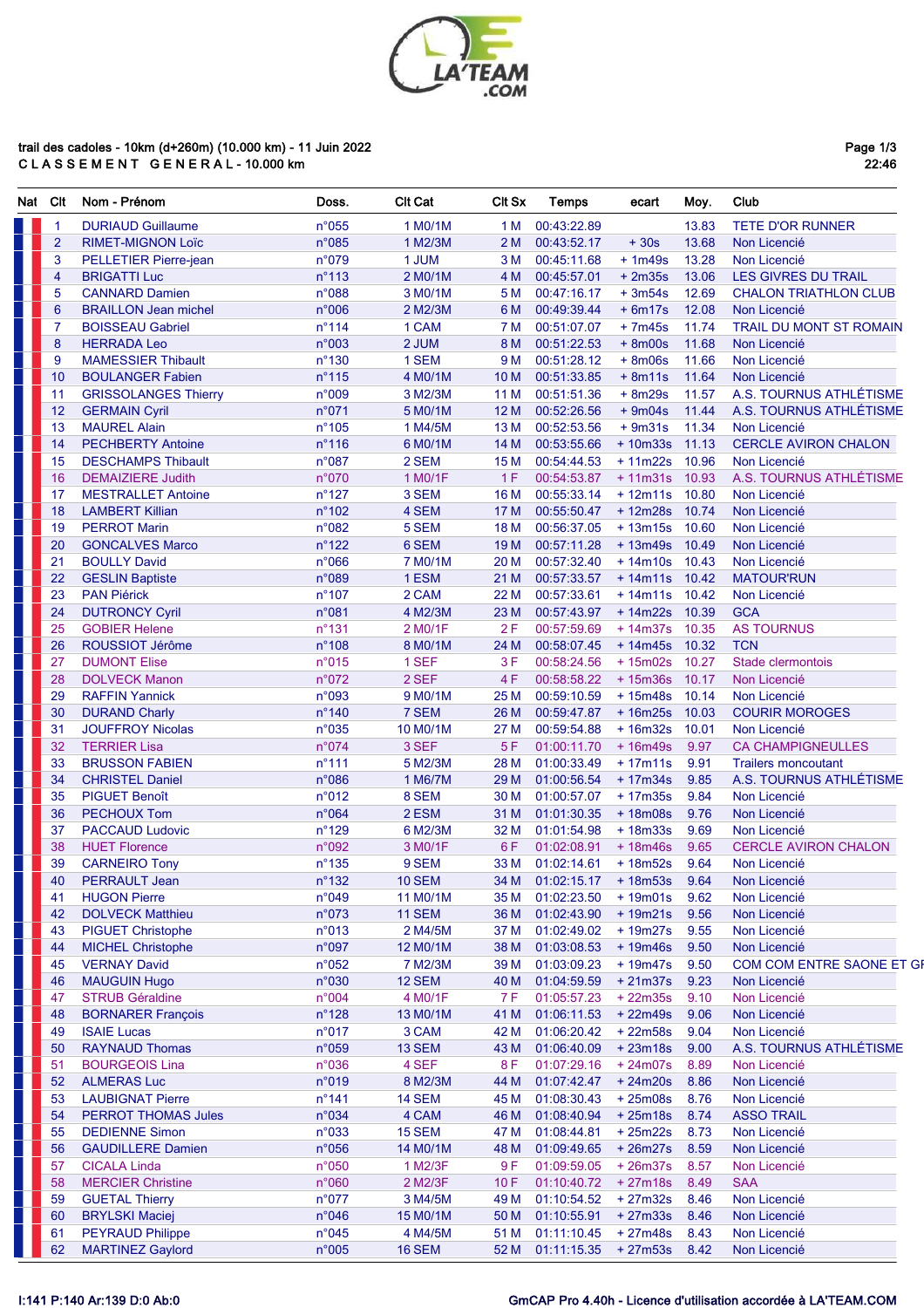trail des cadoles - 10km (d+260m) (10.000 km) - 11 Juin 2022

C L A S S E M E N T   G E N E R A L - 10.000 km

| Nat | Clt | Nom - Prénom | Doss. | Clt Cat | Clt Sx | Temps | ecart | Moy. | Club |
|---|---|---|---|---|---|---|---|---|---|
| | 1 | DURIAUD Guillaume | n°055 | 1 M0/1M | 1 M | 00:43:22.89 | | 13.83 | TETE D'OR RUNNER |
| | 2 | RIMET-MIGNON Loïc | n°085 | 1 M2/3M | 2 M | 00:43:52.17 | + 30s | 13.68 | Non Licencié |
| | 3 | PELLETIER Pierre-jean | n°079 | 1 JUM | 3 M | 00:45:11.68 | + 1m49s | 13.28 | Non Licencié |
| | 4 | BRIGATTI Luc | n°113 | 2 M0/1M | 4 M | 00:45:57.01 | + 2m35s | 13.06 | LES GIVRES DU TRAIL |
| | 5 | CANNARD Damien | n°088 | 3 M0/1M | 5 M | 00:47:16.17 | + 3m54s | 12.69 | CHALON TRIATHLON CLUB |
| | 6 | BRAILLON Jean michel | n°006 | 2 M2/3M | 6 M | 00:49:39.44 | + 6m17s | 12.08 | Non Licencié |
| | 7 | BOISSEAU Gabriel | n°114 | 1 CAM | 7 M | 00:51:07.07 | + 7m45s | 11.74 | TRAIL DU MONT ST ROMAIN |
| | 8 | HERRADA Leo | n°003 | 2 JUM | 8 M | 00:51:22.53 | + 8m00s | 11.68 | Non Licencié |
| | 9 | MAMESSIER Thibault | n°130 | 1 SEM | 9 M | 00:51:28.12 | + 8m06s | 11.66 | Non Licencié |
| | 10 | BOULANGER Fabien | n°115 | 4 M0/1M | 10 M | 00:51:33.85 | + 8m11s | 11.64 | Non Licencié |
| | 11 | GRISSOLANGES Thierry | n°009 | 3 M2/3M | 11 M | 00:51:51.36 | + 8m29s | 11.57 | A.S. TOURNUS ATHLÉTISME |
| | 12 | GERMAIN Cyril | n°071 | 5 M0/1M | 12 M | 00:52:26.56 | + 9m04s | 11.44 | A.S. TOURNUS ATHLÉTISME |
| | 13 | MAUREL Alain | n°105 | 1 M4/5M | 13 M | 00:52:53.56 | + 9m31s | 11.34 | Non Licencié |
| | 14 | PECHBERTY Antoine | n°116 | 6 M0/1M | 14 M | 00:53:55.66 | + 10m33s | 11.13 | CERCLE AVIRON CHALON |
| | 15 | DESCHAMPS Thibault | n°087 | 2 SEM | 15 M | 00:54:44.53 | + 11m22s | 10.96 | Non Licencié |
| | 16 | DEMAIZIERE Judith | n°070 | 1 M0/1F | 1 F | 00:54:53.87 | + 11m31s | 10.93 | A.S. TOURNUS ATHLÉTISME |
| | 17 | MESTRALLET Antoine | n°127 | 3 SEM | 16 M | 00:55:33.14 | + 12m11s | 10.80 | Non Licencié |
| | 18 | LAMBERT Killian | n°102 | 4 SEM | 17 M | 00:55:50.47 | + 12m28s | 10.74 | Non Licencié |
| | 19 | PERROT Marin | n°082 | 5 SEM | 18 M | 00:56:37.05 | + 13m15s | 10.60 | Non Licencié |
| | 20 | GONCALVES Marco | n°122 | 6 SEM | 19 M | 00:57:11.28 | + 13m49s | 10.49 | Non Licencié |
| | 21 | BOULLY David | n°066 | 7 M0/1M | 20 M | 00:57:32.40 | + 14m10s | 10.43 | Non Licencié |
| | 22 | GESLIN Baptiste | n°089 | 1 ESM | 21 M | 00:57:33.57 | + 14m11s | 10.42 | MATOUR'RUN |
| | 23 | PAN Piérick | n°107 | 2 CAM | 22 M | 00:57:33.61 | + 14m11s | 10.42 | Non Licencié |
| | 24 | DUTRONCY Cyril | n°081 | 4 M2/3M | 23 M | 00:57:43.97 | + 14m22s | 10.39 | GCA |
| | 25 | GOBIER Helene | n°131 | 2 M0/1F | 2 F | 00:57:59.69 | + 14m37s | 10.35 | AS TOURNUS |
| | 26 | ROUSSIOT Jérôme | n°108 | 8 M0/1M | 24 M | 00:58:07.45 | + 14m45s | 10.32 | TCN |
| | 27 | DUMONT Elise | n°015 | 1 SEF | 3 F | 00:58:24.56 | + 15m02s | 10.27 | Stade clermontois |
| | 28 | DOLVECK Manon | n°072 | 2 SEF | 4 F | 00:58:58.22 | + 15m36s | 10.17 | Non Licencié |
| | 29 | RAFFIN Yannick | n°093 | 9 M0/1M | 25 M | 00:59:10.59 | + 15m48s | 10.14 | Non Licencié |
| | 30 | DURAND Charly | n°140 | 7 SEM | 26 M | 00:59:47.87 | + 16m25s | 10.03 | COURIR MOROGES |
| | 31 | JOUFFROY Nicolas | n°035 | 10 M0/1M | 27 M | 00:59:54.88 | + 16m32s | 10.01 | Non Licencié |
| | 32 | TERRIER Lisa | n°074 | 3 SEF | 5 F | 01:00:11.70 | + 16m49s | 9.97 | CA CHAMPIGNEULLES |
| | 33 | BRUSSON FABIEN | n°111 | 5 M2/3M | 28 M | 01:00:33.49 | + 17m11s | 9.91 | Trailers moncoutant |
| | 34 | CHRISTEL Daniel | n°086 | 1 M6/7M | 29 M | 01:00:56.54 | + 17m34s | 9.85 | A.S. TOURNUS ATHLÉTISME |
| | 35 | PIGUET Benoît | n°012 | 8 SEM | 30 M | 01:00:57.07 | + 17m35s | 9.84 | Non Licencié |
| | 36 | PECHOUX Tom | n°064 | 2 ESM | 31 M | 01:01:30.35 | + 18m08s | 9.76 | Non Licencié |
| | 37 | PACCAUD Ludovic | n°129 | 6 M2/3M | 32 M | 01:01:54.98 | + 18m33s | 9.69 | Non Licencié |
| | 38 | HUET Florence | n°092 | 3 M0/1F | 6 F | 01:02:08.91 | + 18m46s | 9.65 | CERCLE AVIRON CHALON |
| | 39 | CARNEIRO Tony | n°135 | 9 SEM | 33 M | 01:02:14.61 | + 18m52s | 9.64 | Non Licencié |
| | 40 | PERRAULT Jean | n°132 | 10 SEM | 34 M | 01:02:15.17 | + 18m53s | 9.64 | Non Licencié |
| | 41 | HUGON Pierre | n°049 | 11 M0/1M | 35 M | 01:02:23.50 | + 19m01s | 9.62 | Non Licencié |
| | 42 | DOLVECK Matthieu | n°073 | 11 SEM | 36 M | 01:02:43.90 | + 19m21s | 9.56 | Non Licencié |
| | 43 | PIGUET Christophe | n°013 | 2 M4/5M | 37 M | 01:02:49.02 | + 19m27s | 9.55 | Non Licencié |
| | 44 | MICHEL Christophe | n°097 | 12 M0/1M | 38 M | 01:03:08.53 | + 19m46s | 9.50 | Non Licencié |
| | 45 | VERNAY David | n°052 | 7 M2/3M | 39 M | 01:03:09.23 | + 19m47s | 9.50 | COM COM ENTRE SAONE ET GR |
| | 46 | MAUGUIN Hugo | n°030 | 12 SEM | 40 M | 01:04:59.59 | + 21m37s | 9.23 | Non Licencié |
| | 47 | STRUB Géraldine | n°004 | 4 M0/1F | 7 F | 01:05:57.23 | + 22m35s | 9.10 | Non Licencié |
| | 48 | BORNARER François | n°128 | 13 M0/1M | 41 M | 01:06:11.53 | + 22m49s | 9.06 | Non Licencié |
| | 49 | ISAIE Lucas | n°017 | 3 CAM | 42 M | 01:06:20.42 | + 22m58s | 9.04 | Non Licencié |
| | 50 | RAYNAUD Thomas | n°059 | 13 SEM | 43 M | 01:06:40.09 | + 23m18s | 9.00 | A.S. TOURNUS ATHLÉTISME |
| | 51 | BOURGEOIS Lina | n°036 | 4 SEF | 8 F | 01:07:29.16 | + 24m07s | 8.89 | Non Licencié |
| | 52 | ALMERAS Luc | n°019 | 8 M2/3M | 44 M | 01:07:42.47 | + 24m20s | 8.86 | Non Licencié |
| | 53 | LAUBIGNAT Pierre | n°141 | 14 SEM | 45 M | 01:08:30.43 | + 25m08s | 8.76 | Non Licencié |
| | 54 | PERROT THOMAS Jules | n°034 | 4 CAM | 46 M | 01:08:40.94 | + 25m18s | 8.74 | ASSO TRAIL |
| | 55 | DEDIENNE Simon | n°033 | 15 SEM | 47 M | 01:08:44.81 | + 25m22s | 8.73 | Non Licencié |
| | 56 | GAUDILLERE Damien | n°056 | 14 M0/1M | 48 M | 01:09:49.65 | + 26m27s | 8.59 | Non Licencié |
| | 57 | CICALA Linda | n°050 | 1 M2/3F | 9 F | 01:09:59.05 | + 26m37s | 8.57 | Non Licencié |
| | 58 | MERCIER Christine | n°060 | 2 M2/3F | 10 F | 01:10:40.72 | + 27m18s | 8.49 | SAA |
| | 59 | GUETAL Thierry | n°077 | 3 M4/5M | 49 M | 01:10:54.52 | + 27m32s | 8.46 | Non Licencié |
| | 60 | BRYLSKI Maciej | n°046 | 15 M0/1M | 50 M | 01:10:55.91 | + 27m33s | 8.46 | Non Licencié |
| | 61 | PEYRAUD Philippe | n°045 | 4 M4/5M | 51 M | 01:11:10.45 | + 27m48s | 8.43 | Non Licencié |
| | 62 | MARTINEZ Gaylord | n°005 | 16 SEM | 52 M | 01:11:15.35 | + 27m53s | 8.42 | Non Licencié |

I:141 P:140 Ar:139 D:0 Ab:0

GmCAP Pro 4.40h - Licence d'utilisation accordée à LA'TEAM.COM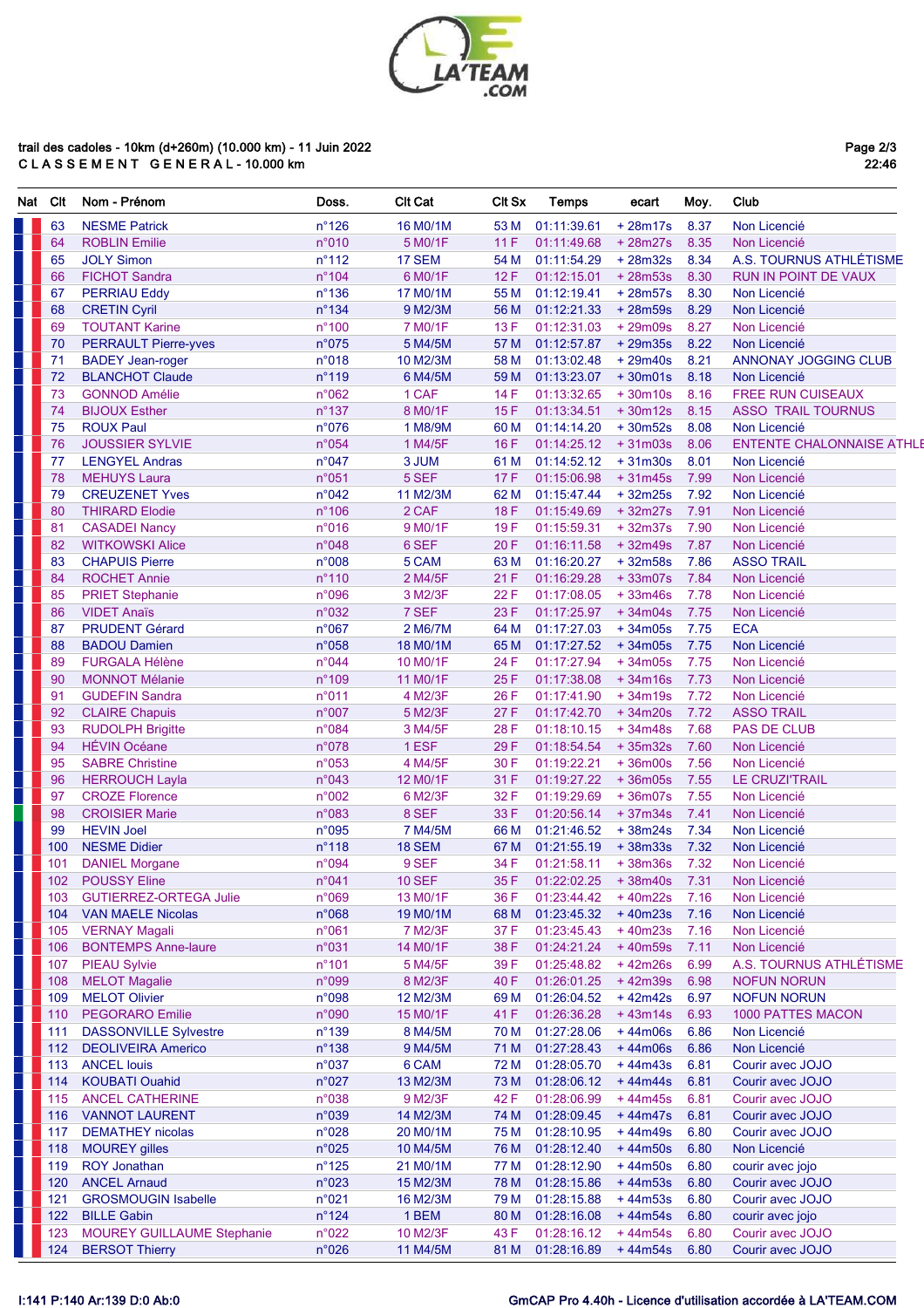trail des cadoles - 10km (d+260m) (10.000 km) - 11 Juin 2022

CLASSEMENT GENERAL - 10.000 km

| Nat | Clt | Nom - Prénom | Doss. | Clt Cat | Clt Sx | Temps | ecart | Moy. | Club |
|---|---|---|---|---|---|---|---|---|---|
| | 63 | NESME Patrick | n°126 | 16 M0/1M | 53 M | 01:11:39.61 | + 28m17s | 8.37 | Non Licencié |
| | 64 | ROBLIN Emilie | n°010 | 5 M0/1F | 11 F | 01:11:49.68 | + 28m27s | 8.35 | Non Licencié |
| | 65 | JOLY Simon | n°112 | 17 SEM | 54 M | 01:11:54.29 | + 28m32s | 8.34 | A.S. TOURNUS ATHLÉTISME |
| | 66 | FICHOT Sandra | n°104 | 6 M0/1F | 12 F | 01:12:15.01 | + 28m53s | 8.30 | RUN IN POINT DE VAUX |
| | 67 | PERRIAU Eddy | n°136 | 17 M0/1M | 55 M | 01:12:19.41 | + 28m57s | 8.30 | Non Licencié |
| | 68 | CRETIN Cyril | n°134 | 9 M2/3M | 56 M | 01:12:21.33 | + 28m59s | 8.29 | Non Licencié |
| | 69 | TOUTANT Karine | n°100 | 7 M0/1F | 13 F | 01:12:31.03 | + 29m09s | 8.27 | Non Licencié |
| | 70 | PERRAULT Pierre-yves | n°075 | 5 M4/5M | 57 M | 01:12:57.87 | + 29m35s | 8.22 | Non Licencié |
| | 71 | BADEY Jean-roger | n°018 | 10 M2/3M | 58 M | 01:13:02.48 | + 29m40s | 8.21 | ANNONAY JOGGING CLUB |
| | 72 | BLANCHOT Claude | n°119 | 6 M4/5M | 59 M | 01:13:23.07 | + 30m01s | 8.18 | Non Licencié |
| | 73 | GONNOD Amélie | n°062 | 1 CAF | 14 F | 01:13:32.65 | + 30m10s | 8.16 | FREE RUN CUISEAUX |
| | 74 | BIJOUX Esther | n°137 | 8 M0/1F | 15 F | 01:13:34.51 | + 30m12s | 8.15 | ASSO TRAIL TOURNUS |
| | 75 | ROUX Paul | n°076 | 1 M8/9M | 60 M | 01:14:14.20 | + 30m52s | 8.08 | Non Licencié |
| | 76 | JOUSSIER SYLVIE | n°054 | 1 M4/5F | 16 F | 01:14:25.12 | + 31m03s | 8.06 | ENTENTE CHALONNAISE ATHLE |
| | 77 | LENGYEL Andras | n°047 | 3 JUM | 61 M | 01:14:52.12 | + 31m30s | 8.01 | Non Licencié |
| | 78 | MEHUYS Laura | n°051 | 5 SEF | 17 F | 01:15:06.98 | + 31m45s | 7.99 | Non Licencié |
| | 79 | CREUZENET Yves | n°042 | 11 M2/3M | 62 M | 01:15:47.44 | + 32m25s | 7.92 | Non Licencié |
| | 80 | THIRARD Elodie | n°106 | 2 CAF | 18 F | 01:15:49.69 | + 32m27s | 7.91 | Non Licencié |
| | 81 | CASADEI Nancy | n°016 | 9 M0/1F | 19 F | 01:15:59.31 | + 32m37s | 7.90 | Non Licencié |
| | 82 | WITKOWSKI Alice | n°048 | 6 SEF | 20 F | 01:16:11.58 | + 32m49s | 7.87 | Non Licencié |
| | 83 | CHAPUIS Pierre | n°008 | 5 CAM | 63 M | 01:16:20.27 | + 32m58s | 7.86 | ASSO TRAIL |
| | 84 | ROCHET Annie | n°110 | 2 M4/5F | 21 F | 01:16:29.28 | + 33m07s | 7.84 | Non Licencié |
| | 85 | PRIET Stephanie | n°096 | 3 M2/3F | 22 F | 01:17:08.05 | + 33m46s | 7.78 | Non Licencié |
| | 86 | VIDET Anaïs | n°032 | 7 SEF | 23 F | 01:17:25.97 | + 34m04s | 7.75 | Non Licencié |
| | 87 | PRUDENT Gérard | n°067 | 2 M6/7M | 64 M | 01:17:27.03 | + 34m05s | 7.75 | ECA |
| | 88 | BADOU Damien | n°058 | 18 M0/1M | 65 M | 01:17:27.52 | + 34m05s | 7.75 | Non Licencié |
| | 89 | FURGALA Hélène | n°044 | 10 M0/1F | 24 F | 01:17:27.94 | + 34m05s | 7.75 | Non Licencié |
| | 90 | MONNOT Mélanie | n°109 | 11 M0/1F | 25 F | 01:17:38.08 | + 34m16s | 7.73 | Non Licencié |
| | 91 | GUDEFIN Sandra | n°011 | 4 M2/3F | 26 F | 01:17:41.90 | + 34m19s | 7.72 | Non Licencié |
| | 92 | CLAIRE Chapuis | n°007 | 5 M2/3F | 27 F | 01:17:42.70 | + 34m20s | 7.72 | ASSO TRAIL |
| | 93 | RUDOLPH Brigitte | n°084 | 3 M4/5F | 28 F | 01:18:10.15 | + 34m48s | 7.68 | PAS DE CLUB |
| | 94 | HÉVIN Océane | n°078 | 1 ESF | 29 F | 01:18:54.54 | + 35m32s | 7.60 | Non Licencié |
| | 95 | SABRE Christine | n°053 | 4 M4/5F | 30 F | 01:19:22.21 | + 36m00s | 7.56 | Non Licencié |
| | 96 | HERROUCH Layla | n°043 | 12 M0/1F | 31 F | 01:19:27.22 | + 36m05s | 7.55 | LE CRUZI'TRAIL |
| | 97 | CROZE Florence | n°002 | 6 M2/3F | 32 F | 01:19:29.69 | + 36m07s | 7.55 | Non Licencié |
| | 98 | CROISIER Marie | n°083 | 8 SEF | 33 F | 01:20:56.14 | + 37m34s | 7.41 | Non Licencié |
| | 99 | HEVIN Joel | n°095 | 7 M4/5M | 66 M | 01:21:46.52 | + 38m24s | 7.34 | Non Licencié |
| | 100 | NESME Didier | n°118 | 18 SEM | 67 M | 01:21:55.19 | + 38m33s | 7.32 | Non Licencié |
| | 101 | DANIEL Morgane | n°094 | 9 SEF | 34 F | 01:21:58.11 | + 38m36s | 7.32 | Non Licencié |
| | 102 | POUSSY Eline | n°041 | 10 SEF | 35 F | 01:22:02.25 | + 38m40s | 7.31 | Non Licencié |
| | 103 | GUTIERREZ-ORTEGA Julie | n°069 | 13 M0/1F | 36 F | 01:23:44.42 | + 40m22s | 7.16 | Non Licencié |
| | 104 | VAN MAELE Nicolas | n°068 | 19 M0/1M | 68 M | 01:23:45.32 | + 40m23s | 7.16 | Non Licencié |
| | 105 | VERNAY Magali | n°061 | 7 M2/3F | 37 F | 01:23:45.43 | + 40m23s | 7.16 | Non Licencié |
| | 106 | BONTEMPS Anne-laure | n°031 | 14 M0/1F | 38 F | 01:24:21.24 | + 40m59s | 7.11 | Non Licencié |
| | 107 | PIEAU Sylvie | n°101 | 5 M4/5F | 39 F | 01:25:48.82 | + 42m26s | 6.99 | A.S. TOURNUS ATHLÉTISME |
| | 108 | MELOT Magalie | n°099 | 8 M2/3F | 40 F | 01:26:01.25 | + 42m39s | 6.98 | NOFUN NORUN |
| | 109 | MELOT Olivier | n°098 | 12 M2/3M | 69 M | 01:26:04.52 | + 42m42s | 6.97 | NOFUN NORUN |
| | 110 | PEGORARO Emilie | n°090 | 15 M0/1F | 41 F | 01:26:36.28 | + 43m14s | 6.93 | 1000 PATTES MACON |
| | 111 | DASSONVILLE Sylvestre | n°139 | 8 M4/5M | 70 M | 01:27:28.06 | + 44m06s | 6.86 | Non Licencié |
| | 112 | DEOLIVEIRA Americo | n°138 | 9 M4/5M | 71 M | 01:27:28.43 | + 44m06s | 6.86 | Non Licencié |
| | 113 | ANCEL louis | n°037 | 6 CAM | 72 M | 01:28:05.70 | + 44m43s | 6.81 | Courir avec JOJO |
| | 114 | KOUBATI Ouahid | n°027 | 13 M2/3M | 73 M | 01:28:06.12 | + 44m44s | 6.81 | Courir avec JOJO |
| | 115 | ANCEL CATHERINE | n°038 | 9 M2/3F | 42 F | 01:28:06.99 | + 44m45s | 6.81 | Courir avec JOJO |
| | 116 | VANNOT LAURENT | n°039 | 14 M2/3M | 74 M | 01:28:09.45 | + 44m47s | 6.81 | Courir avec JOJO |
| | 117 | DEMATHEY nicolas | n°028 | 20 M0/1M | 75 M | 01:28:10.95 | + 44m49s | 6.80 | Courir avec JOJO |
| | 118 | MOUREY gilles | n°025 | 10 M4/5M | 76 M | 01:28:12.40 | + 44m50s | 6.80 | Non Licencié |
| | 119 | ROY Jonathan | n°125 | 21 M0/1M | 77 M | 01:28:12.90 | + 44m50s | 6.80 | courir avec jojo |
| | 120 | ANCEL Arnaud | n°023 | 15 M2/3M | 78 M | 01:28:15.86 | + 44m53s | 6.80 | Courir avec JOJO |
| | 121 | GROSMOUGIN Isabelle | n°021 | 16 M2/3M | 79 M | 01:28:15.88 | + 44m53s | 6.80 | Courir avec JOJO |
| | 122 | BILLE Gabin | n°124 | 1 BEM | 80 M | 01:28:16.08 | + 44m54s | 6.80 | courir avec jojo |
| | 123 | MOUREY GUILLAUME Stephanie | n°022 | 10 M2/3F | 43 F | 01:28:16.12 | + 44m54s | 6.80 | Courir avec JOJO |
| | 124 | BERSOT Thierry | n°026 | 11 M4/5M | 81 M | 01:28:16.89 | + 44m54s | 6.80 | Courir avec JOJO |

I:141 P:140 Ar:139 D:0 Ab:0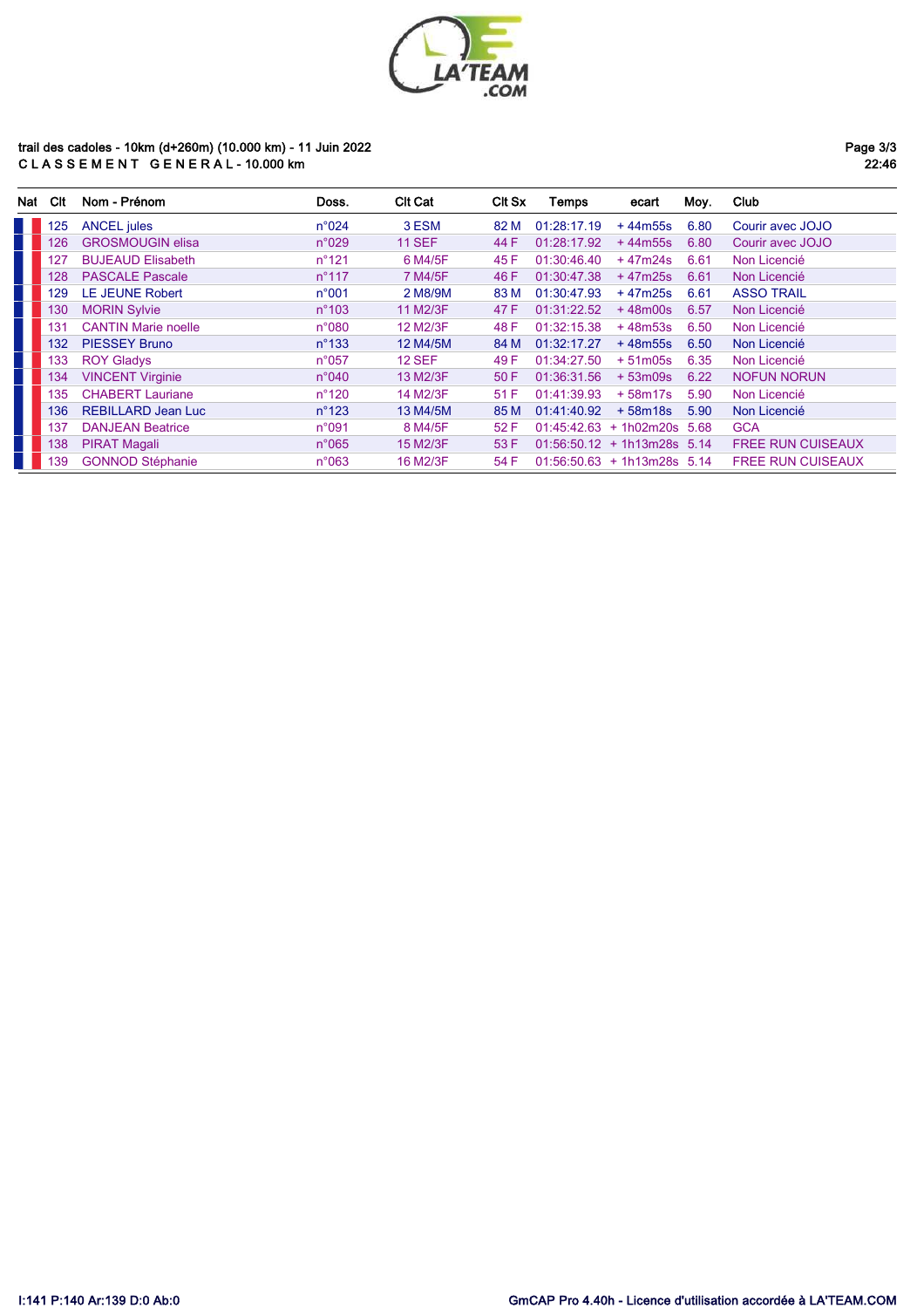trail des cadoles - 10km (d+260m) (10.000 km) - 11 Juin 2022
C L A S S E M E N T   G E N E R A L - 10.000 km

| Nat | Clt | Nom - Prénom | Doss. | Clt Cat | Clt Sx | Temps | ecart | Moy. | Club |
|---|---|---|---|---|---|---|---|---|---|
| | 125 | ANCEL jules | n°024 | 3 ESM | 82 M | 01:28:17.19 | + 44m55s | 6.80 | Courir avec JOJO |
| | 126 | GROSMOUGIN elisa | n°029 | 11 SEF | 44 F | 01:28:17.92 | + 44m55s | 6.80 | Courir avec JOJO |
| | 127 | BUJEAUD Elisabeth | n°121 | 6 M4/5F | 45 F | 01:30:46.40 | + 47m24s | 6.61 | Non Licencié |
| | 128 | PASCALE Pascale | n°117 | 7 M4/5F | 46 F | 01:30:47.38 | + 47m25s | 6.61 | Non Licencié |
| | 129 | LE JEUNE Robert | n°001 | 2 M8/9M | 83 M | 01:30:47.93 | + 47m25s | 6.61 | ASSO TRAIL |
| | 130 | MORIN Sylvie | n°103 | 11 M2/3F | 47 F | 01:31:22.52 | + 48m00s | 6.57 | Non Licencié |
| | 131 | CANTIN Marie noelle | n°080 | 12 M2/3F | 48 F | 01:32:15.38 | + 48m53s | 6.50 | Non Licencié |
| | 132 | PIESSEY Bruno | n°133 | 12 M4/5M | 84 M | 01:32:17.27 | + 48m55s | 6.50 | Non Licencié |
| | 133 | ROY Gladys | n°057 | 12 SEF | 49 F | 01:34:27.50 | + 51m05s | 6.35 | Non Licencié |
| | 134 | VINCENT Virginie | n°040 | 13 M2/3F | 50 F | 01:36:31.56 | + 53m09s | 6.22 | NOFUN NORUN |
| | 135 | CHABERT Lauriane | n°120 | 14 M2/3F | 51 F | 01:41:39.93 | + 58m17s | 5.90 | Non Licencié |
| | 136 | REBILLARD Jean Luc | n°123 | 13 M4/5M | 85 M | 01:41:40.92 | + 58m18s | 5.90 | Non Licencié |
| | 137 | DANJEAN Beatrice | n°091 | 8 M4/5F | 52 F | 01:45:42.63 | + 1h02m20s | 5.68 | GCA |
| | 138 | PIRAT Magali | n°065 | 15 M2/3F | 53 F | 01:56:50.12 | + 1h13m28s | 5.14 | FREE RUN CUISEAUX |
| | 139 | GONNOD Stéphanie | n°063 | 16 M2/3F | 54 F | 01:56:50.63 | + 1h13m28s | 5.14 | FREE RUN CUISEAUX |

I:141 P:140 Ar:139 D:0 Ab:0